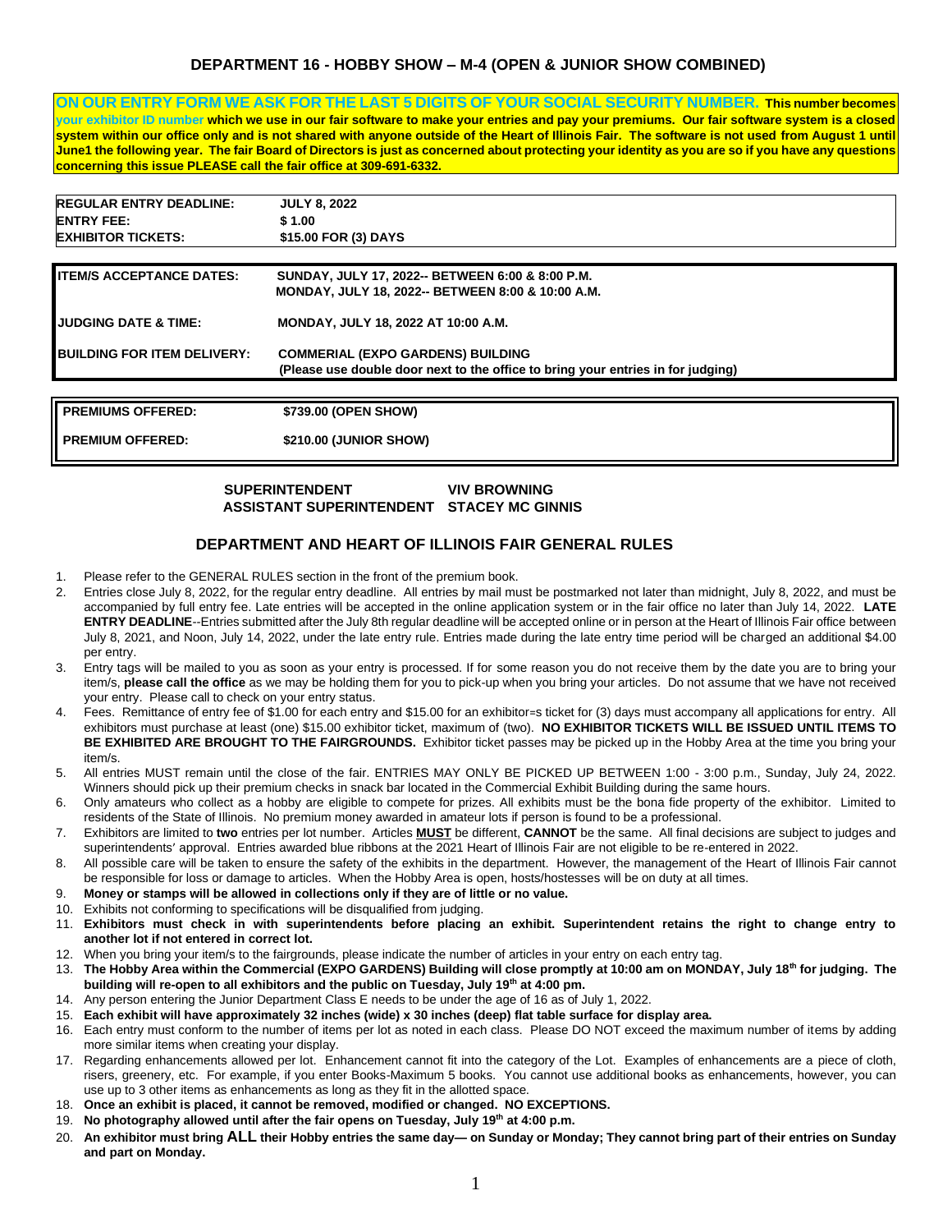## DEPARTMENT 16 - HOBBY SHOW – M-4 (OPEN & JUNIOR SHOW COMBINED)

**ON OUR ENTRY FORM WE ASK FOR THE LAST 5 DIGITS OF YOUR SOCIAL SECURITY NUMBER. This number becomes your exhibitor ID number which we use in our fair software to make your entries and pay your premiums. Our fair software system is a closed system within our office only and is not shared with anyone outside of the Heart of Illinois Fair. The software is not used from August 1 until June1 the following year. The fair Board of Directors is just as concerned about protecting your identity as you are so if you have any questions concerning this issue PLEASE call the fair office at 309-691-6332.**

| | |
|---|---|
| **REGULAR ENTRY DEADLINE:** | **JULY 8, 2022** |
| **ENTRY FEE:** | **$ 1.00** |
| **EXHIBITOR TICKETS:** | **$15.00 FOR (3) DAYS** |

| | |
|---|---|
| **ITEM/S ACCEPTANCE DATES:** | **SUNDAY, JULY 17, 2022-- BETWEEN 6:00 & 8:00 P.M.**<br>**MONDAY, JULY 18, 2022-- BETWEEN 8:00 & 10:00 A.M.** |
| **JUDGING DATE & TIME:** | **MONDAY, JULY 18, 2022 AT 10:00 A.M.** |
| **BUILDING FOR ITEM DELIVERY:** | **COMMERIAL (EXPO GARDENS) BUILDING**<br>**(Please use double door next to the office to bring your entries in for judging)** |

| | |
|---|---|
| **PREMIUMS OFFERED:** | **$739.00 (OPEN SHOW)** |
| **PREMIUM OFFERED:** | **$210.00 (JUNIOR SHOW)** |

**SUPERINTENDENT** VIV BROWNING
**ASSISTANT SUPERINTENDENT** STACEY MC GINNIS

## DEPARTMENT AND HEART OF ILLINOIS FAIR GENERAL RULES

1. Please refer to the GENERAL RULES section in the front of the premium book.
2. Entries close July 8, 2022, for the regular entry deadline. All entries by mail must be postmarked not later than midnight, July 8, 2022, and must be accompanied by full entry fee. Late entries will be accepted in the online application system or in the fair office no later than July 14, 2022. **LATE ENTRY DEADLINE**--Entries submitted after the July 8th regular deadline will be accepted online or in person at the Heart of Illinois Fair office between July 8, 2021, and Noon, July 14, 2022, under the late entry rule. Entries made during the late entry time period will be charged an additional $4.00 per entry.
3. Entry tags will be mailed to you as soon as your entry is processed. If for some reason you do not receive them by the date you are to bring your item/s, **please call the office** as we may be holding them for you to pick-up when you bring your articles. Do not assume that we have not received your entry. Please call to check on your entry status.
4. Fees. Remittance of entry fee of $1.00 for each entry and $15.00 for an exhibitor=s ticket for (3) days must accompany all applications for entry. All exhibitors must purchase at least (one) $15.00 exhibitor ticket, maximum of (two). **NO EXHIBITOR TICKETS WILL BE ISSUED UNTIL ITEMS TO BE EXHIBITED ARE BROUGHT TO THE FAIRGROUNDS.** Exhibitor ticket passes may be picked up in the Hobby Area at the time you bring your item/s.
5. All entries MUST remain until the close of the fair. ENTRIES MAY ONLY BE PICKED UP BETWEEN 1:00 - 3:00 p.m., Sunday, July 24, 2022. Winners should pick up their premium checks in snack bar located in the Commercial Exhibit Building during the same hours.
6. Only amateurs who collect as a hobby are eligible to compete for prizes. All exhibits must be the bona fide property of the exhibitor. Limited to residents of the State of Illinois. No premium money awarded in amateur lots if person is found to be a professional.
7. Exhibitors are limited to **two** entries per lot number. Articles **MUST** be different, **CANNOT** be the same. All final decisions are subject to judges and superintendents' approval. Entries awarded blue ribbons at the 2021 Heart of Illinois Fair are not eligible to be re-entered in 2022.
8. All possible care will be taken to ensure the safety of the exhibits in the department. However, the management of the Heart of Illinois Fair cannot be responsible for loss or damage to articles. When the Hobby Area is open, hosts/hostesses will be on duty at all times.
9. **Money or stamps will be allowed in collections only if they are of little or no value.**
10. Exhibits not conforming to specifications will be disqualified from judging.
11. **Exhibitors must check in with superintendents before placing an exhibit. Superintendent retains the right to change entry to another lot if not entered in correct lot.**
12. When you bring your item/s to the fairgrounds, please indicate the number of articles in your entry on each entry tag.
13. **The Hobby Area within the Commercial (EXPO GARDENS) Building will close promptly at 10:00 am on MONDAY, July 18th for judging. The building will re-open to all exhibitors and the public on Tuesday, July 19th at 4:00 pm.**
14. Any person entering the Junior Department Class E needs to be under the age of 16 as of July 1, 2022.
15. **Each exhibit will have approximately 32 inches (wide) x 30 inches (deep) flat table surface for display area.**
16. Each entry must conform to the number of items per lot as noted in each class. Please DO NOT exceed the maximum number of items by adding more similar items when creating your display.
17. Regarding enhancements allowed per lot. Enhancement cannot fit into the category of the Lot. Examples of enhancements are a piece of cloth, risers, greenery, etc. For example, if you enter Books-Maximum 5 books. You cannot use additional books as enhancements, however, you can use up to 3 other items as enhancements as long as they fit in the allotted space.
18. **Once an exhibit is placed, it cannot be removed, modified or changed. NO EXCEPTIONS.**
19. **No photography allowed until after the fair opens on Tuesday, July 19th at 4:00 p.m.**
20. **An exhibitor must bring ALL their Hobby entries the same day— on Sunday or Monday; They cannot bring part of their entries on Sunday and part on Monday.**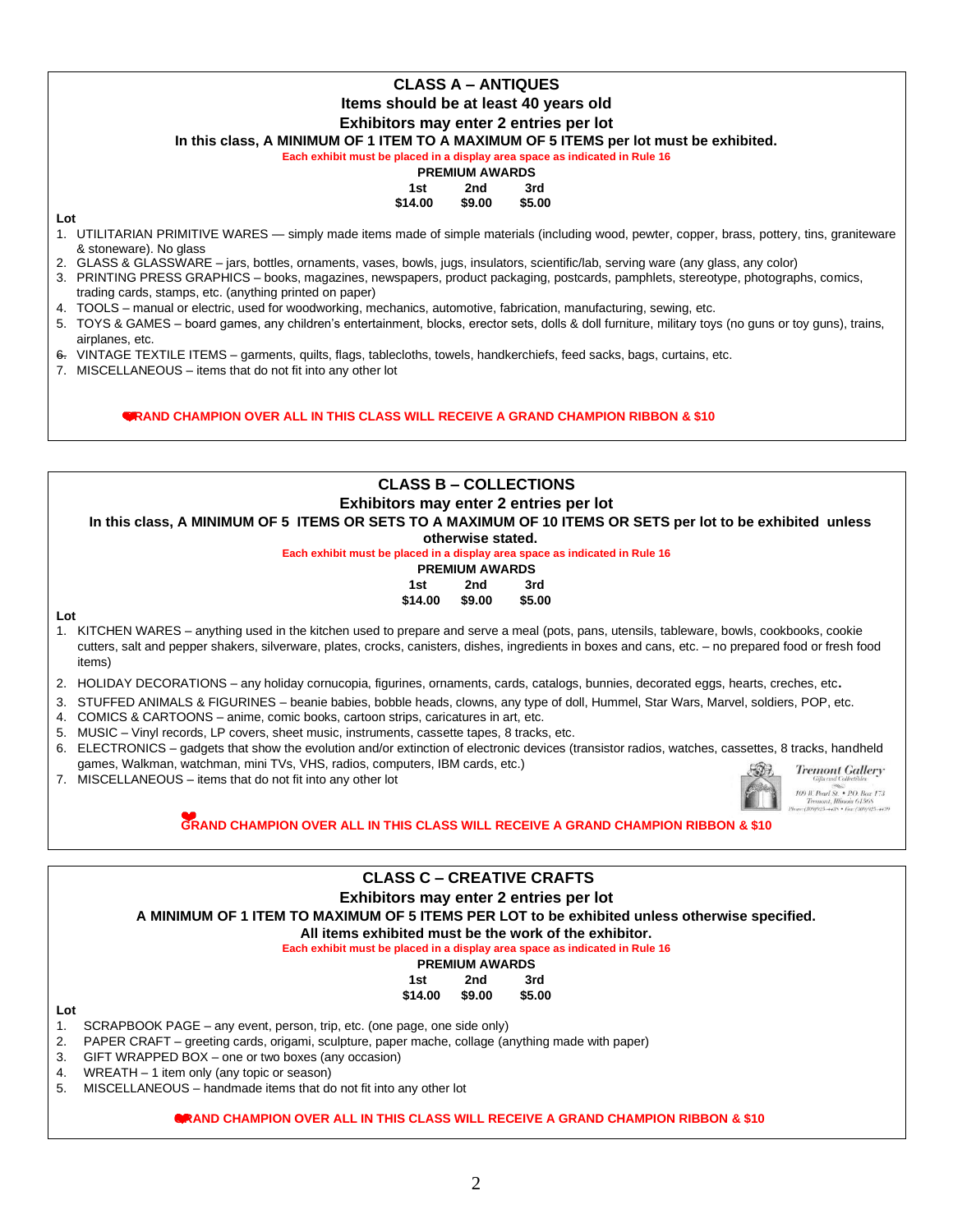## CLASS A – ANTIQUES

**Items should be at least 40 years old**

**Exhibitors may enter 2 entries per lot**

**In this class, A MINIMUM OF 1 ITEM TO A MAXIMUM OF 5 ITEMS per lot must be exhibited.**

**Each exhibit must be placed in a display area space as indicated in Rule 16**

**PREMIUM AWARDS**

| 1st | 2nd | 3rd |
|---|---|---|
| $14.00 | $9.00 | $5.00 |

**Lot**

1. UTILITARIAN PRIMITIVE WARES — simply made items made of simple materials (including wood, pewter, copper, brass, pottery, tins, graniteware & stoneware). No glass
2. GLASS & GLASSWARE – jars, bottles, ornaments, vases, bowls, jugs, insulators, scientific/lab, serving ware (any glass, any color)
3. PRINTING PRESS GRAPHICS – books, magazines, newspapers, product packaging, postcards, pamphlets, stereotype, photographs, comics, trading cards, stamps, etc. (anything printed on paper)
4. TOOLS – manual or electric, used for woodworking, mechanics, automotive, fabrication, manufacturing, sewing, etc.
5. TOYS & GAMES – board games, any children's entertainment, blocks, erector sets, dolls & doll furniture, military toys (no guns or toy guns), trains, airplanes, etc.
6. VINTAGE TEXTILE ITEMS – garments, quilts, flags, tablecloths, towels, handkerchiefs, feed sacks, bags, curtains, etc.
7. MISCELLANEOUS – items that do not fit into any other lot

**GRAND CHAMPION OVER ALL IN THIS CLASS WILL RECEIVE A GRAND CHAMPION RIBBON & $10**

## CLASS B – COLLECTIONS

**Exhibitors may enter 2 entries per lot**

**In this class, A MINIMUM OF 5 ITEMS OR SETS TO A MAXIMUM OF 10 ITEMS OR SETS per lot to be exhibited unless otherwise stated.**

**Each exhibit must be placed in a display area space as indicated in Rule 16**

**PREMIUM AWARDS**

| 1st | 2nd | 3rd |
|---|---|---|
| $14.00 | $9.00 | $5.00 |

**Lot**

1. KITCHEN WARES – anything used in the kitchen used to prepare and serve a meal (pots, pans, utensils, tableware, bowls, cookbooks, cookie cutters, salt and pepper shakers, silverware, plates, crocks, canisters, dishes, ingredients in boxes and cans, etc. – no prepared food or fresh food items)
2. HOLIDAY DECORATIONS – any holiday cornucopia, figurines, ornaments, cards, catalogs, bunnies, decorated eggs, hearts, creches, etc.
3. STUFFED ANIMALS & FIGURINES – beanie babies, bobble heads, clowns, any type of doll, Hummel, Star Wars, Marvel, soldiers, POP, etc.
4. COMICS & CARTOONS – anime, comic books, cartoon strips, caricatures in art, etc.
5. MUSIC – Vinyl records, LP covers, sheet music, instruments, cassette tapes, 8 tracks, etc.
6. ELECTRONICS – gadgets that show the evolution and/or extinction of electronic devices (transistor radios, watches, cassettes, 8 tracks, handheld games, Walkman, watchman, mini TVs, VHS, radios, computers, IBM cards, etc.)
7. MISCELLANEOUS – items that do not fit into any other lot

Tremont Gallery
Gifts and Collectibles
109 W. Pearl St. • P.O. Box 173
Tremont, Illinois 61568

**GRAND CHAMPION OVER ALL IN THIS CLASS WILL RECEIVE A GRAND CHAMPION RIBBON & $10**

## CLASS C – CREATIVE CRAFTS

**Exhibitors may enter 2 entries per lot**

**A MINIMUM OF 1 ITEM TO MAXIMUM OF 5 ITEMS PER LOT to be exhibited unless otherwise specified.**

**All items exhibited must be the work of the exhibitor.**

**Each exhibit must be placed in a display area space as indicated in Rule 16**

**PREMIUM AWARDS**

| 1st | 2nd | 3rd |
|---|---|---|
| $14.00 | $9.00 | $5.00 |

**Lot**

1. SCRAPBOOK PAGE – any event, person, trip, etc. (one page, one side only)
2. PAPER CRAFT – greeting cards, origami, sculpture, paper mache, collage (anything made with paper)
3. GIFT WRAPPED BOX – one or two boxes (any occasion)
4. WREATH – 1 item only (any topic or season)
5. MISCELLANEOUS – handmade items that do not fit into any other lot

**GRAND CHAMPION OVER ALL IN THIS CLASS WILL RECEIVE A GRAND CHAMPION RIBBON & $10**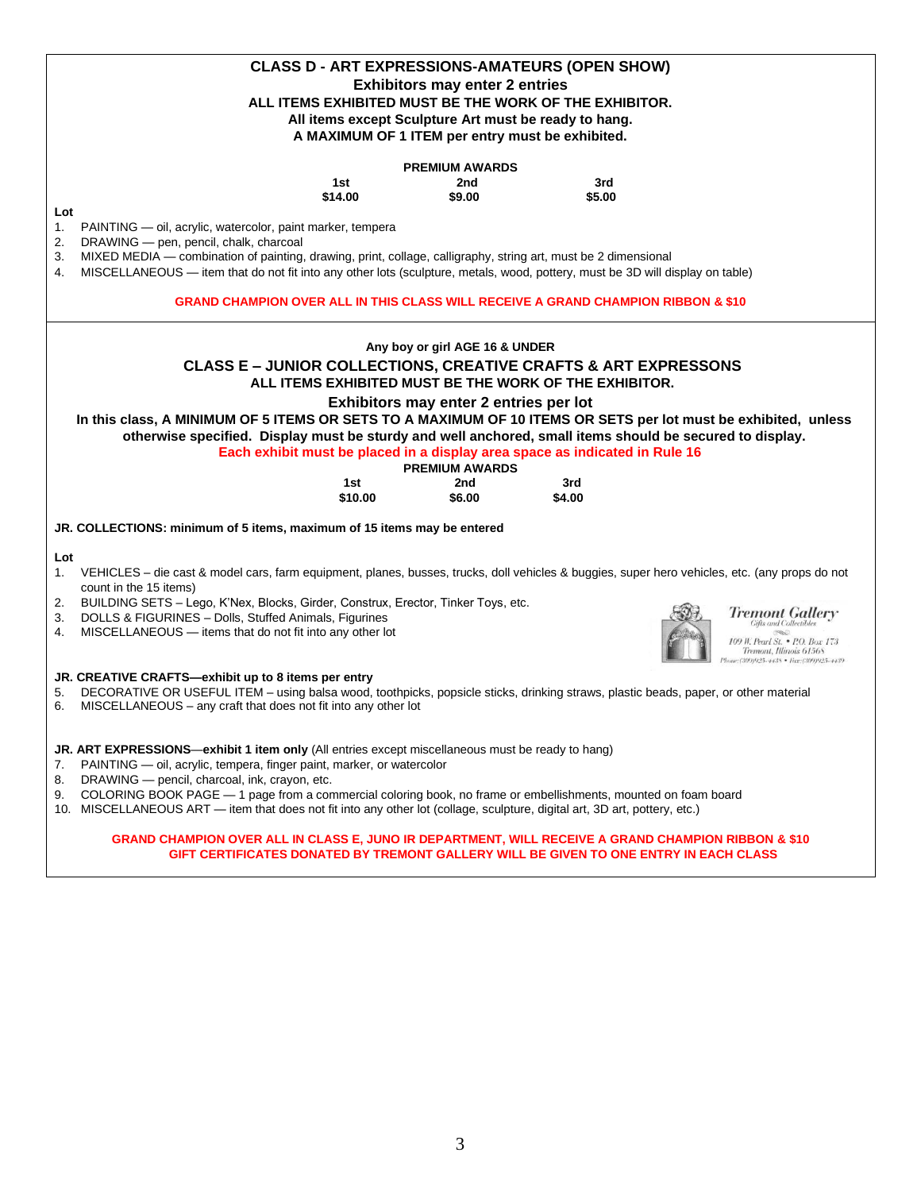## CLASS D - ART EXPRESSIONS-AMATEURS (OPEN SHOW)

**Exhibitors may enter 2 entries**

**ALL ITEMS EXHIBITED MUST BE THE WORK OF THE EXHIBITOR.**

**All items except Sculpture Art must be ready to hang.**

**A MAXIMUM OF 1 ITEM per entry must be exhibited.**

**PREMIUM AWARDS**

| 1st | 2nd | 3rd |
|---|---|---|
| $14.00 | $9.00 | $5.00 |

**Lot**

1. PAINTING — oil, acrylic, watercolor, paint marker, tempera
2. DRAWING — pen, pencil, chalk, charcoal
3. MIXED MEDIA — combination of painting, drawing, print, collage, calligraphy, string art, must be 2 dimensional
4. MISCELLANEOUS — item that do not fit into any other lots (sculpture, metals, wood, pottery, must be 3D will display on table)

**GRAND CHAMPION OVER ALL IN THIS CLASS WILL RECEIVE A GRAND CHAMPION RIBBON & $10**

---

**Any boy or girl AGE 16 & UNDER**

## CLASS E – JUNIOR COLLECTIONS, CREATIVE CRAFTS & ART EXPRESSONS

**ALL ITEMS EXHIBITED MUST BE THE WORK OF THE EXHIBITOR.**

**Exhibitors may enter 2 entries per lot**

**In this class, A MINIMUM OF 5 ITEMS OR SETS TO A MAXIMUM OF 10 ITEMS OR SETS per lot must be exhibited, unless otherwise specified. Display must be sturdy and well anchored, small items should be secured to display.**

**Each exhibit must be placed in a display area space as indicated in Rule 16**

**PREMIUM AWARDS**

| 1st | 2nd | 3rd |
|---|---|---|
| $10.00 | $6.00 | $4.00 |

**JR. COLLECTIONS: minimum of 5 items, maximum of 15 items may be entered**

**Lot**

1. VEHICLES – die cast & model cars, farm equipment, planes, busses, trucks, doll vehicles & buggies, super hero vehicles, etc. (any props do not count in the 15 items)
2. BUILDING SETS – Lego, K'Nex, Blocks, Girder, Construx, Erector, Tinker Toys, etc.
3. DOLLS & FIGURINES – Dolls, Stuffed Animals, Figurines
4. MISCELLANEOUS — items that do not fit into any other lot

Tremont Gallery
Gifts and Collectibles
109 W. Pearl St. • P.O. Box 173
Tremont, Illinois 61568
Phone:(309)925-4438 • Fax:(309)925-4439

**JR. CREATIVE CRAFTS—exhibit up to 8 items per entry**

5. DECORATIVE OR USEFUL ITEM – using balsa wood, toothpicks, popsicle sticks, drinking straws, plastic beads, paper, or other material
6. MISCELLANEOUS – any craft that does not fit into any other lot

**JR. ART EXPRESSIONS—exhibit 1 item only** (All entries except miscellaneous must be ready to hang)

7. PAINTING — oil, acrylic, tempera, finger paint, marker, or watercolor
8. DRAWING — pencil, charcoal, ink, crayon, etc.
9. COLORING BOOK PAGE — 1 page from a commercial coloring book, no frame or embellishments, mounted on foam board
10. MISCELLANEOUS ART — item that does not fit into any other lot (collage, sculpture, digital art, 3D art, pottery, etc.)

**GRAND CHAMPION OVER ALL IN CLASS E, JUNO IR DEPARTMENT, WILL RECEIVE A GRAND CHAMPION RIBBON & $10**
**GIFT CERTIFICATES DONATED BY TREMONT GALLERY WILL BE GIVEN TO ONE ENTRY IN EACH CLASS**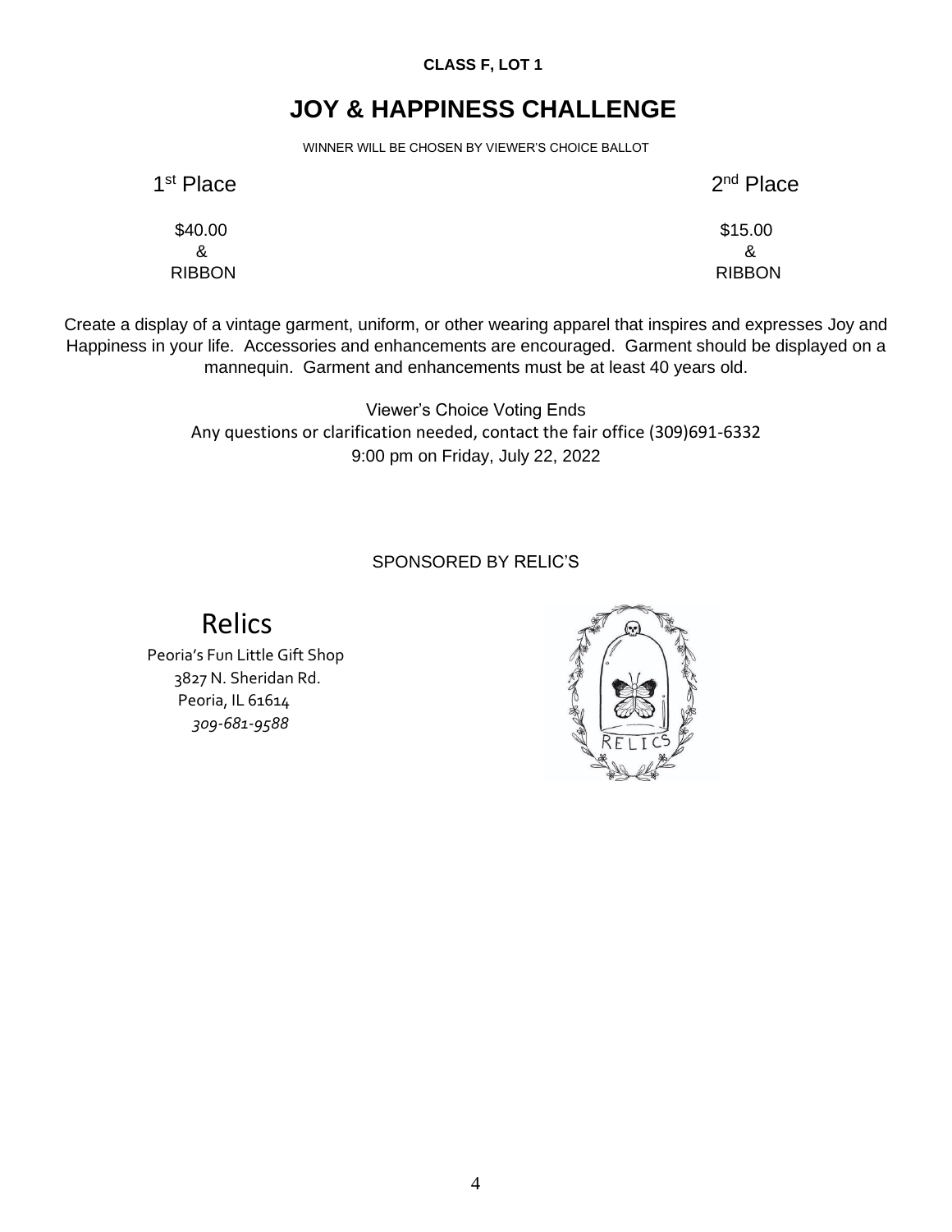**CLASS F, LOT 1**

# JOY & HAPPINESS CHALLENGE

WINNER WILL BE CHOSEN BY VIEWER'S CHOICE BALLOT

| 1st Place | 2nd Place |
|---|---|
| $40.00 & RIBBON | $15.00 & RIBBON |

Create a display of a vintage garment, uniform, or other wearing apparel that inspires and expresses Joy and Happiness in your life. Accessories and enhancements are encouraged. Garment should be displayed on a mannequin. Garment and enhancements must be at least 40 years old.

Viewer's Choice Voting Ends
Any questions or clarification needed, contact the fair office (309)691-6332
9:00 pm on Friday, July 22, 2022

SPONSORED BY RELIC'S

## Relics

Peoria's Fun Little Gift Shop
3827 N. Sheridan Rd.
Peoria, IL 61614
*309-681-9588*

RELICS